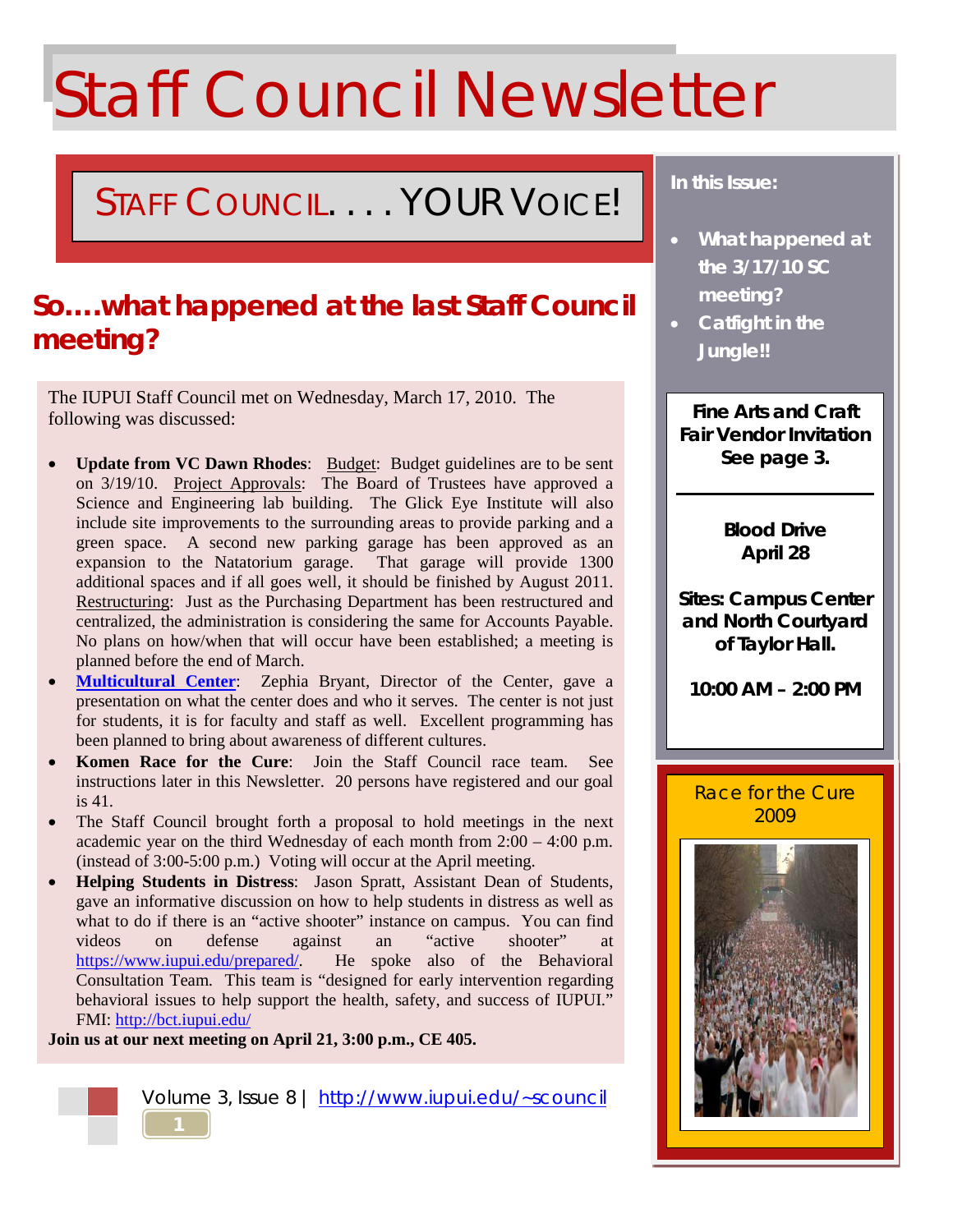# Staff Council Newsletter

## STAFF COUNCIL. . . . YOUR VOICE!

## So….what happened at the last Staff Council meeting?

The IUPUI Staff Council met on Wednesday, March 17, 2010. The following was discussed:

- **Update from VC Dawn Rhodes**: Budget: Budget guidelines are to be sent on 3/19/10. Project Approvals: The Board of Trustees have approved a Science and Engineering lab building. The Glick Eye Institute will also include site improvements to the surrounding areas to provide parking and a green space. A second new parking garage has been approved as an expansion to the Natatorium garage. That garage will provide 1300 additional spaces and if all goes well, it should be finished by August 2011. Restructuring: Just as the Purchasing Department has been restructured and centralized, the administration is considering the same for Accounts Payable. No plans on how/when that will occur have been established; a meeting is planned before the end of March.
- **Multicultural Center**: Zephia Bryant, Director of the Center, gave a presentation on what the center does and who it serves. The center is not just for students, it is for faculty and staff as well. Excellent programming has been planned to bring about awareness of different cultures.
- **Komen Race for the Cure**: Join the Staff Council race team. See instructions later in this Newsletter. 20 persons have registered and our goal is 41.
- The Staff Council brought forth a proposal to hold meetings in the next academic year on the third Wednesday of each month from 2:00 – 4:00 p.m. (instead of 3:00-5:00 p.m.) Voting will occur at the April meeting.
- **Helping Students in Distress**: Jason Spratt, Assistant Dean of Students, gave an informative discussion on how to help students in distress as well as what to do if there is an "active shooter" instance on campus. You can find videos on defense against an "active shooter" at https://www.iupui.edu/prepared/. He spoke also of the Behavioral Consultation Team. This team is "designed for early intervention regarding behavioral issues to help support the health, safety, and success of IUPUI." FMI: http://bct.iupui.edu/

**Join us at our next meeting on April 21, 3:00 p.m., CE 405.**

**In this Issue:**

- **What happened at the 3/17/10 SC meeting?**
- **Catfight in the Jungle!!**

**Fine Arts and Craft Fair Vendor Invitation See page 3.**

**Blood Drive April 28**

**Sites: Campus Center and North Courtyard of Taylor Hall.**

**10:00 AM – 2:00 PM**

Race for the Cure 2009

Volume 3, Issue 8 | http://www.iupui.edu/~scouncil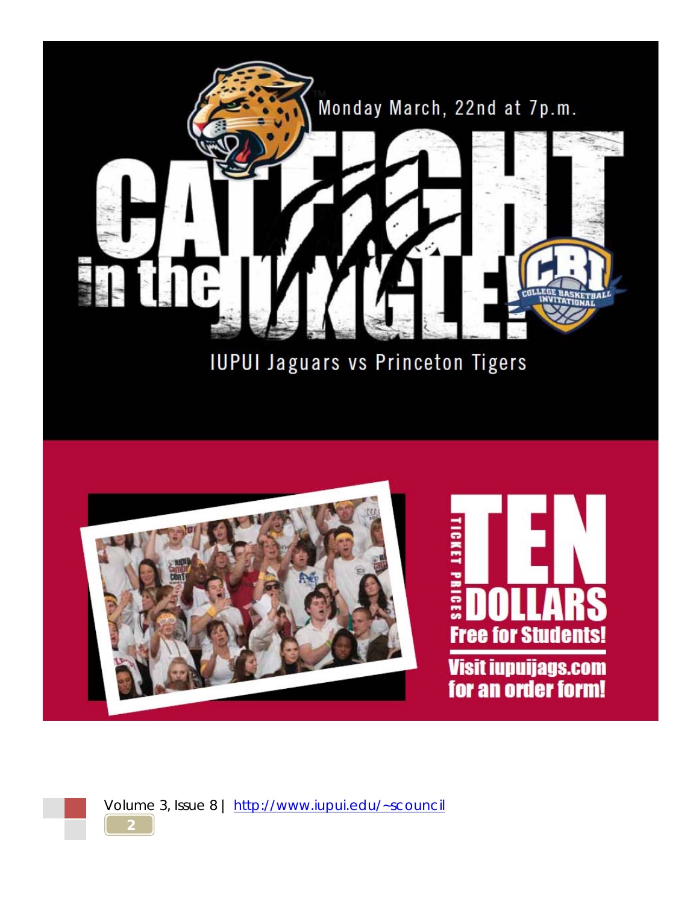Monday March, 22nd at 7p.m.

# CATFIGHT in the JUNGLE!

CBI College Basketball Invitational

IUPUI Jaguars vs Princeton Tigers

TICKET PRICES

# TEN DOLLARS

**Free for Students!**

**Visit iupuijags.com for an order form!**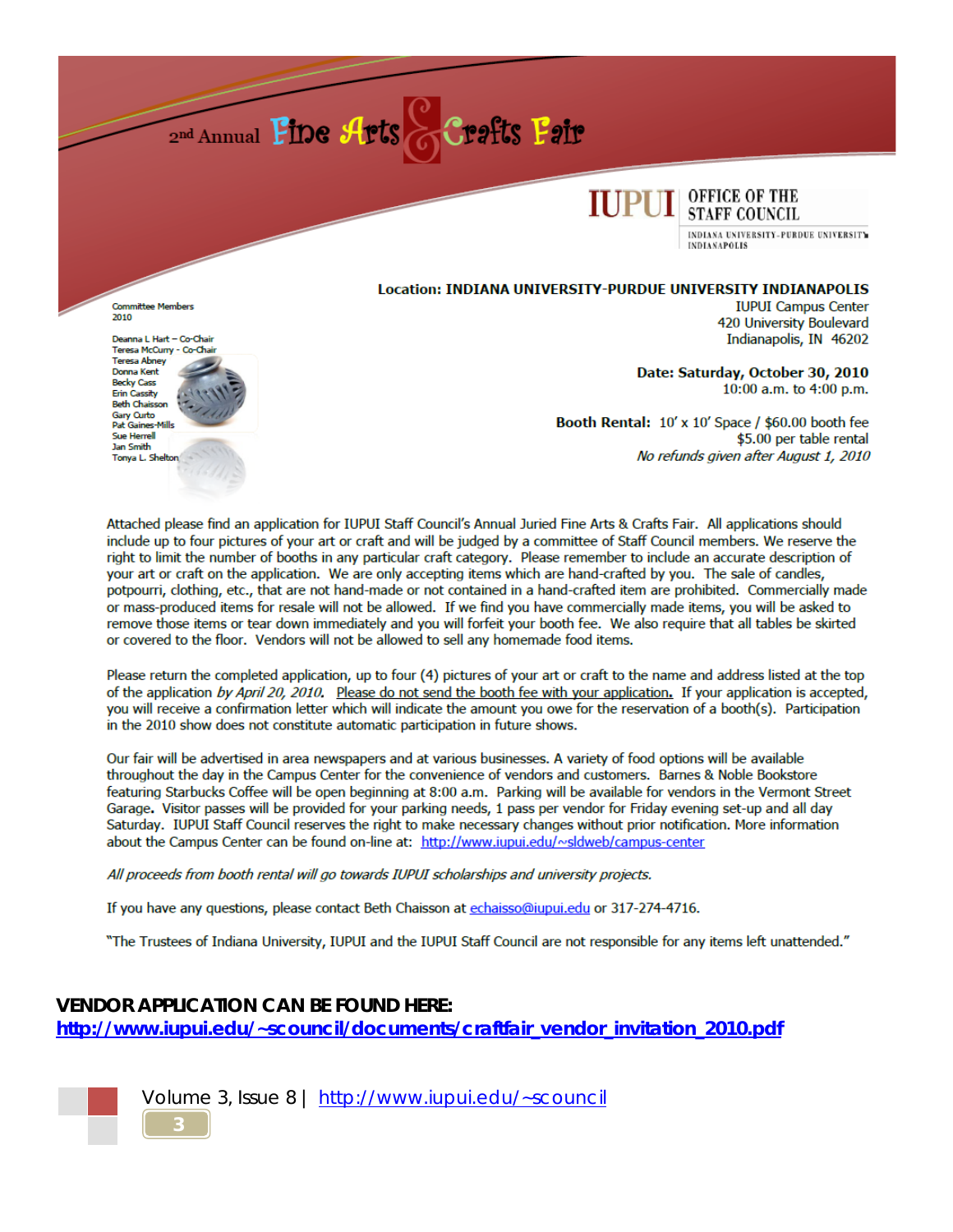# 2nd Annual Fine Arts & Crafts Fair

IUPUI OFFICE OF THE STAFF COUNCIL
INDIANA UNIVERSITY-PURDUE UNIVERSITY INDIANAPOLIS

Committee Members 2010

Deanna L Hart – Co-Chair
Teresa McCurry - Co-Chair
Teresa Abney
Donna Kent
Becky Cass
Erin Cassity
Beth Chaisson
Gary Curto
Pat Gaines-Mills
Sue Herrell
Jan Smith
Tonya L. Shelton

**Location: INDIANA UNIVERSITY-PURDUE UNIVERSITY INDIANAPOLIS**
IUPUI Campus Center
420 University Boulevard
Indianapolis, IN 46202

**Date: Saturday, October 30, 2010**
10:00 a.m. to 4:00 p.m.

**Booth Rental:** 10' x 10' Space / $60.00 booth fee
$5.00 per table rental
*No refunds given after August 1, 2010*

Attached please find an application for IUPUI Staff Council's Annual Juried Fine Arts & Crafts Fair. All applications should include up to four pictures of your art or craft and will be judged by a committee of Staff Council members. We reserve the right to limit the number of booths in any particular craft category. Please remember to include an accurate description of your art or craft on the application. We are only accepting items which are hand-crafted by you. The sale of candles, potpourri, clothing, etc., that are not hand-made or not contained in a hand-crafted item are prohibited. Commercially made or mass-produced items for resale will not be allowed. If we find you have commercially made items, you will be asked to remove those items or tear down immediately and you will forfeit your booth fee. We also require that all tables be skirted or covered to the floor. Vendors will not be allowed to sell any homemade food items.

Please return the completed application, up to four (4) pictures of your art or craft to the name and address listed at the top of the application *by April 20, 2010*. Please do not send the booth fee with your application. If your application is accepted, you will receive a confirmation letter which will indicate the amount you owe for the reservation of a booth(s). Participation in the 2010 show does not constitute automatic participation in future shows.

Our fair will be advertised in area newspapers and at various businesses. A variety of food options will be available throughout the day in the Campus Center for the convenience of vendors and customers. Barnes & Noble Bookstore featuring Starbucks Coffee will be open beginning at 8:00 a.m. Parking will be available for vendors in the Vermont Street Garage. Visitor passes will be provided for your parking needs, 1 pass per vendor for Friday evening set-up and all day Saturday. IUPUI Staff Council reserves the right to make necessary changes without prior notification. More information about the Campus Center can be found on-line at: http://www.iupui.edu/~sldweb/campus-center

*All proceeds from booth rental will go towards IUPUI scholarships and university projects.*

If you have any questions, please contact Beth Chaisson at echaisso@iupui.edu or 317-274-4716.

"The Trustees of Indiana University, IUPUI and the IUPUI Staff Council are not responsible for any items left unattended."

**VENDOR APPLICATION CAN BE FOUND HERE:**
**http://www.iupui.edu/~scouncil/documents/craftfair_vendor_invitation_2010.pdf**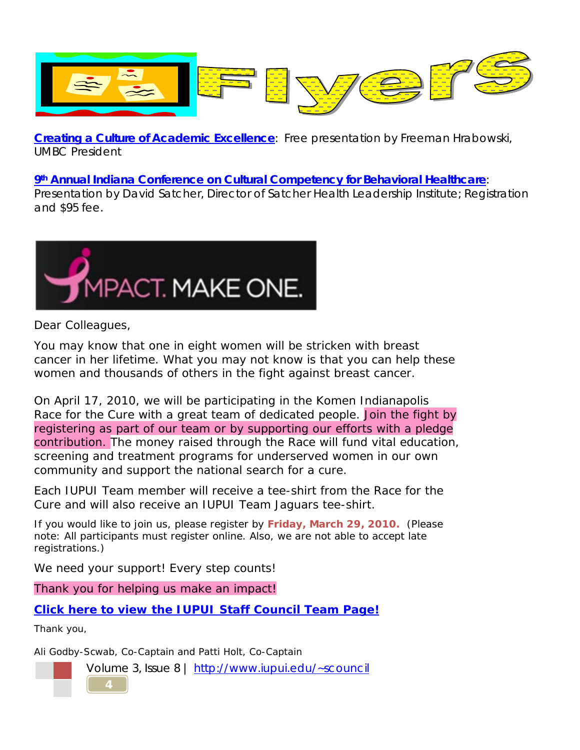# Flyers

**Creating a Culture of Academic Excellence**: Free presentation by Freeman Hrabowski, UMBC President

**9th Annual Indiana Conference on Cultural Competency for Behavioral Healthcare**: Presentation by David Satcher, Director of Satcher Health Leadership Institute; Registration and $95 fee.

IMPACT. MAKE ONE.

Dear Colleagues,

You may know that one in eight women will be stricken with breast cancer in her lifetime. What you may not know is that you can help these women and thousands of others in the fight against breast cancer.

On April 17, 2010, we will be participating in the Komen Indianapolis Race for the Cure with a great team of dedicated people. Join the fight by registering as part of our team or by supporting our efforts with a pledge contribution. The money raised through the Race will fund vital education, screening and treatment programs for underserved women in our own community and support the national search for a cure.

Each IUPUI Team member will receive a tee-shirt from the Race for the Cure and will also receive an IUPUI Team Jaguars tee-shirt.

If you would like to join us, please register by **Friday, March 29, 2010.** (Please note: All participants must register online. Also, we are not able to accept late registrations.)

We need your support! Every step counts!

Thank you for helping us make an impact!

**Click here to view the IUPUI Staff Council Team Page!**

Thank you,

Ali Godby-Scwab, Co-Captain and Patti Holt, Co-Captain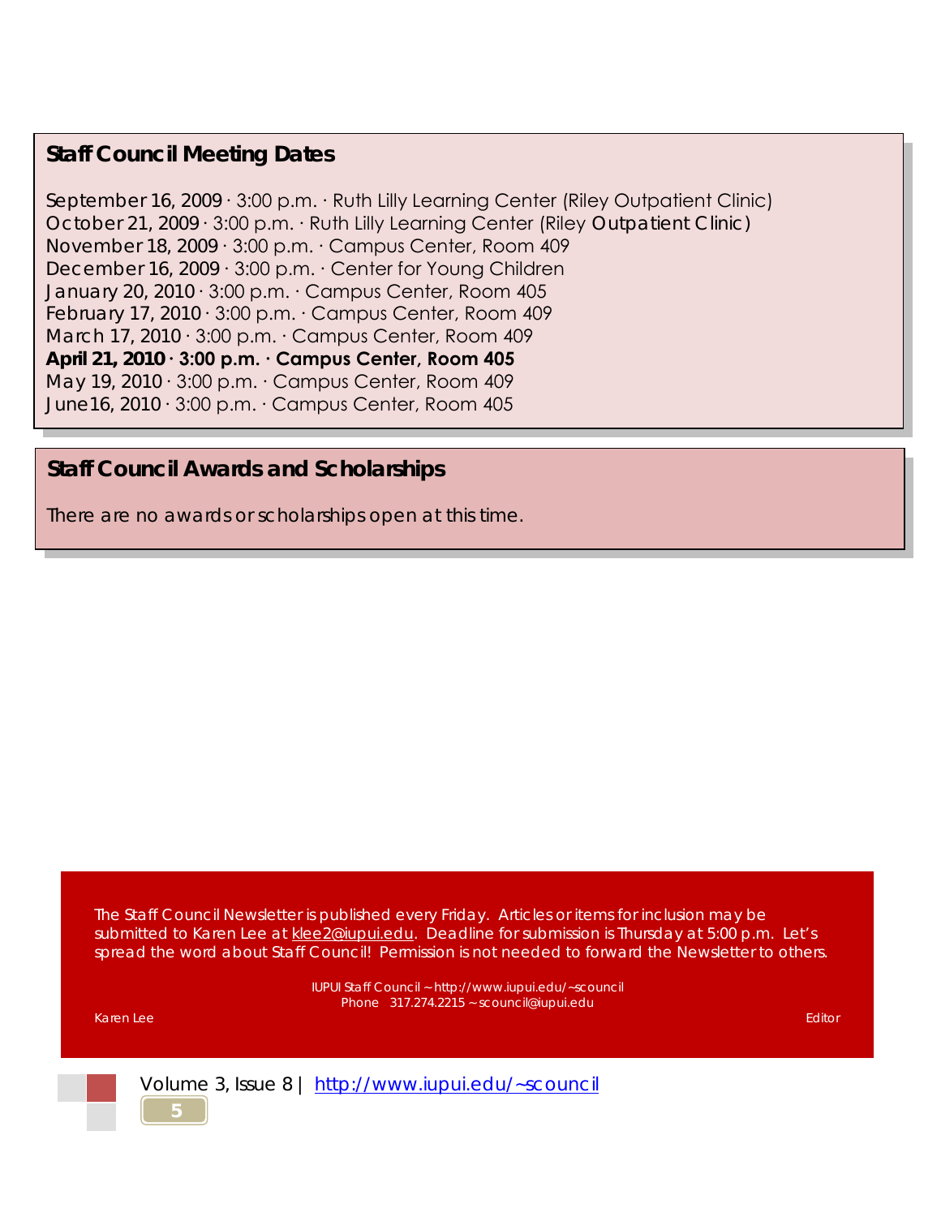## Staff Council Meeting Dates

September 16, 2009 · 3:00 p.m. · Ruth Lilly Learning Center (Riley Outpatient Clinic)
October 21, 2009 · 3:00 p.m. · Ruth Lilly Learning Center (Riley Outpatient Clinic)
November 18, 2009 · 3:00 p.m. · Campus Center, Room 409
December 16, 2009 · 3:00 p.m. · Center for Young Children
January 20, 2010 · 3:00 p.m. · Campus Center, Room 405
February 17, 2010 · 3:00 p.m. · Campus Center, Room 409
March 17, 2010 · 3:00 p.m. · Campus Center, Room 409
**April 21, 2010 · 3:00 p.m. · Campus Center, Room 405**
May 19, 2010 · 3:00 p.m. · Campus Center, Room 409
June 16, 2010 · 3:00 p.m. · Campus Center, Room 405

## Staff Council Awards and Scholarships

There are no awards or scholarships open at this time.

The Staff Council Newsletter is published every Friday. Articles or items for inclusion may be submitted to Karen Lee at klee2@iupui.edu. Deadline for submission is Thursday at 5:00 p.m. Let's spread the word about Staff Council! Permission is not needed to forward the Newsletter to others.

IUPUI Staff Council ~ http://www.iupui.edu/~scouncil
Phone 317.274.2215 ~ scouncil@iupui.edu

Karen Lee — Editor